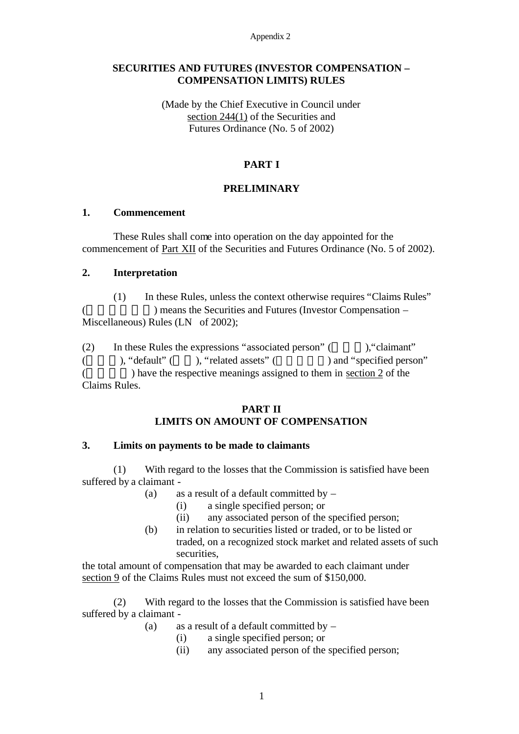Appendix 2

# SECURITIES AND FUTURES (INVESTOR COMPENSATION – COMPENSATION LIMITS) RULES

(Made by the Chief Executive in Council under section 244(1) of the Securities and Futures Ordinance (No. 5 of 2002)

## PART I

## PRELIMINARY

### 1. Commencement

These Rules shall come into operation on the day appointed for the commencement of Part XII of the Securities and Futures Ordinance (No. 5 of 2002).

### 2. Interpretation

(1) In these Rules, unless the context otherwise requires "Claims Rules" ( ) means the Securities and Futures (Investor Compensation – Miscellaneous) Rules (LN of 2002);

(2) In these Rules the expressions "associated person" ( ),"claimant" ( ), "default" ( ), "related assets" ( ) and "specified person" ( ) have the respective meanings assigned to them in section 2 of the Claims Rules.

## PART II
## LIMITS ON AMOUNT OF COMPENSATION

### 3. Limits on payments to be made to claimants

(1) With regard to the losses that the Commission is satisfied have been suffered by a claimant -

- (a) as a result of a default committed by –
  - (i) a single specified person; or
  - (ii) any associated person of the specified person;
- (b) in relation to securities listed or traded, or to be listed or traded, on a recognized stock market and related assets of such securities,

the total amount of compensation that may be awarded to each claimant under section 9 of the Claims Rules must not exceed the sum of $150,000.

(2) With regard to the losses that the Commission is satisfied have been suffered by a claimant -

- (a) as a result of a default committed by –
  - (i) a single specified person; or
  - (ii) any associated person of the specified person;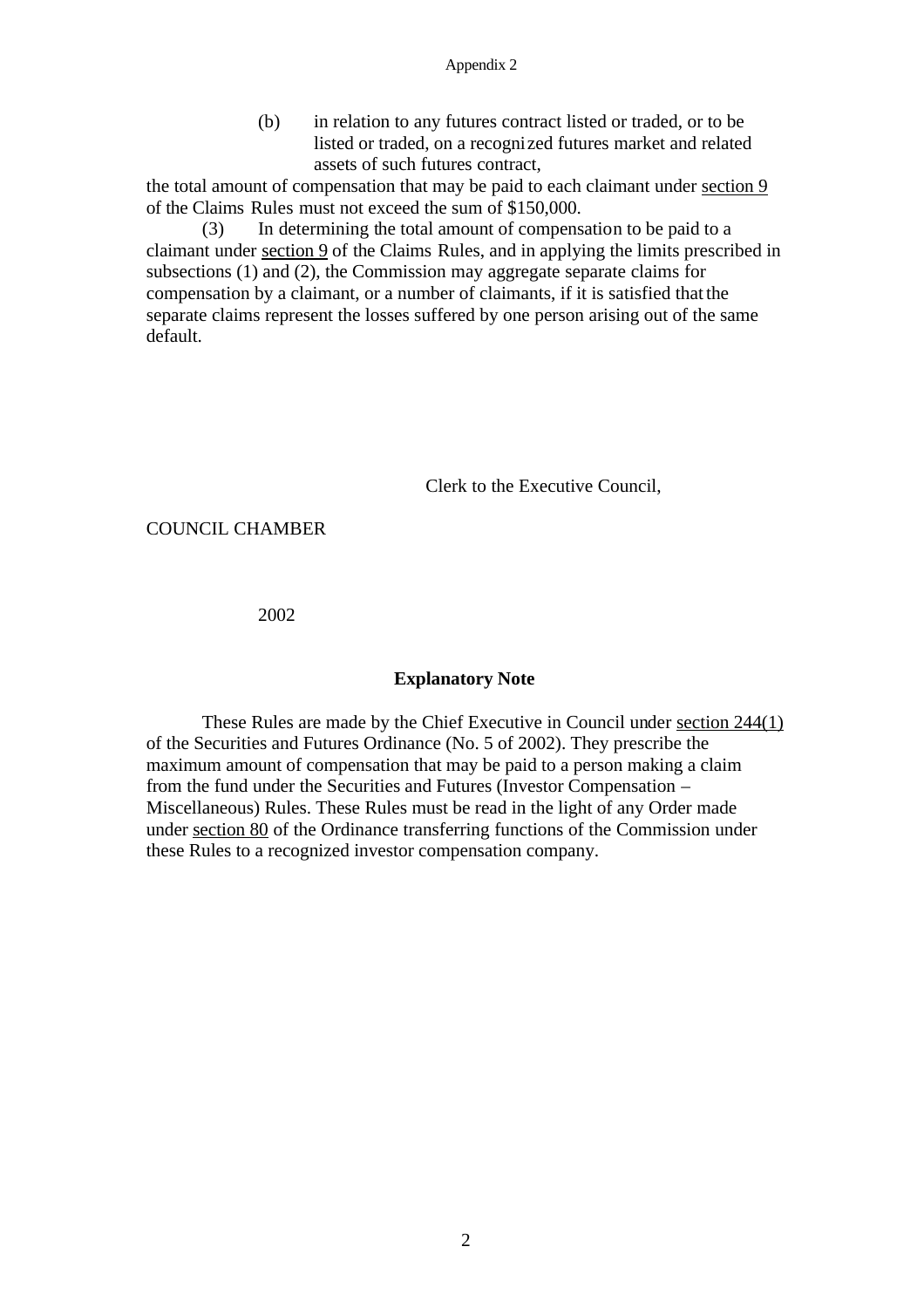(b) in relation to any futures contract listed or traded, or to be listed or traded, on a recognized futures market and related assets of such futures contract,

the total amount of compensation that may be paid to each claimant under section 9 of the Claims Rules must not exceed the sum of $150,000.

(3) In determining the total amount of compensation to be paid to a claimant under section 9 of the Claims Rules, and in applying the limits prescribed in subsections (1) and (2), the Commission may aggregate separate claims for compensation by a claimant, or a number of claimants, if it is satisfied that the separate claims represent the losses suffered by one person arising out of the same default.

Clerk to the Executive Council,

COUNCIL CHAMBER

2002

## Explanatory Note

These Rules are made by the Chief Executive in Council under section 244(1) of the Securities and Futures Ordinance (No. 5 of 2002). They prescribe the maximum amount of compensation that may be paid to a person making a claim from the fund under the Securities and Futures (Investor Compensation – Miscellaneous) Rules. These Rules must be read in the light of any Order made under section 80 of the Ordinance transferring functions of the Commission under these Rules to a recognized investor compensation company.